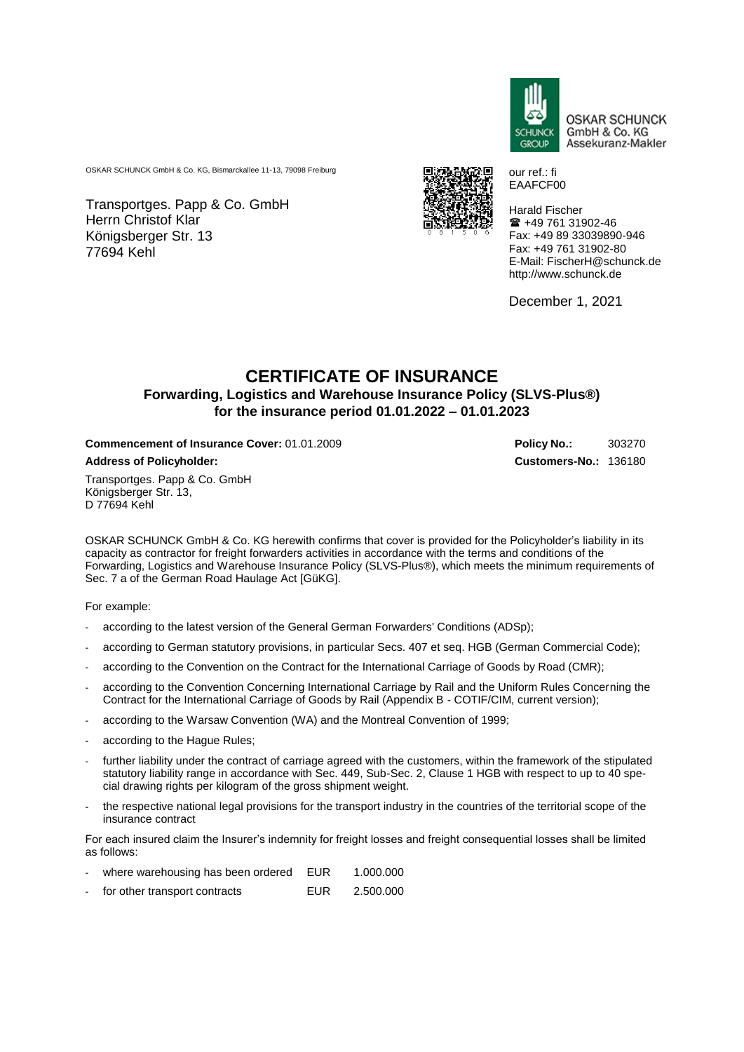OSKAR SCHUNCK
GmbH & Co. KG
Assekuranz-Makler

OSKAR SCHUNCK GmbH & Co. KG, Bismarckallee 11-13, 79098 Freiburg

Transportges. Papp & Co. GmbH
Herrn Christof Klar
Königsberger Str. 13
77694 Kehl

our ref.: fi
EAAFCF00

Harald Fischer
☎ +49 761 31902-46
Fax: +49 89 33039890-946
Fax: +49 761 31902-80
E-Mail: FischerH@schunck.de
http://www.schunck.de

December 1, 2021

# CERTIFICATE OF INSURANCE

## Forwarding, Logistics and Warehouse Insurance Policy (SLVS-Plus®) for the insurance period 01.01.2022 – 01.01.2023

**Commencement of Insurance Cover:** 01.01.2009

**Policy No.:** 303270

**Address of Policyholder:**

**Customers-No.:** 136180

Transportges. Papp & Co. GmbH
Königsberger Str. 13,
D 77694 Kehl

OSKAR SCHUNCK GmbH & Co. KG herewith confirms that cover is provided for the Policyholder's liability in its capacity as contractor for freight forwarders activities in accordance with the terms and conditions of the Forwarding, Logistics and Warehouse Insurance Policy (SLVS-Plus®), which meets the minimum requirements of Sec. 7 a of the German Road Haulage Act [GüKG].

For example:

- according to the latest version of the General German Forwarders' Conditions (ADSp);
- according to German statutory provisions, in particular Secs. 407 et seq. HGB (German Commercial Code);
- according to the Convention on the Contract for the International Carriage of Goods by Road (CMR);
- according to the Convention Concerning International Carriage by Rail and the Uniform Rules Concerning the Contract for the International Carriage of Goods by Rail (Appendix B - COTIF/CIM, current version);
- according to the Warsaw Convention (WA) and the Montreal Convention of 1999;
- according to the Hague Rules;
- further liability under the contract of carriage agreed with the customers, within the framework of the stipulated statutory liability range in accordance with Sec. 449, Sub-Sec. 2, Clause 1 HGB with respect to up to 40 special drawing rights per kilogram of the gross shipment weight.
- the respective national legal provisions for the transport industry in the countries of the territorial scope of the insurance contract

For each insured claim the Insurer's indemnity for freight losses and freight consequential losses shall be limited as follows:

- where warehousing has been ordered EUR 1.000.000
- for other transport contracts EUR 2.500.000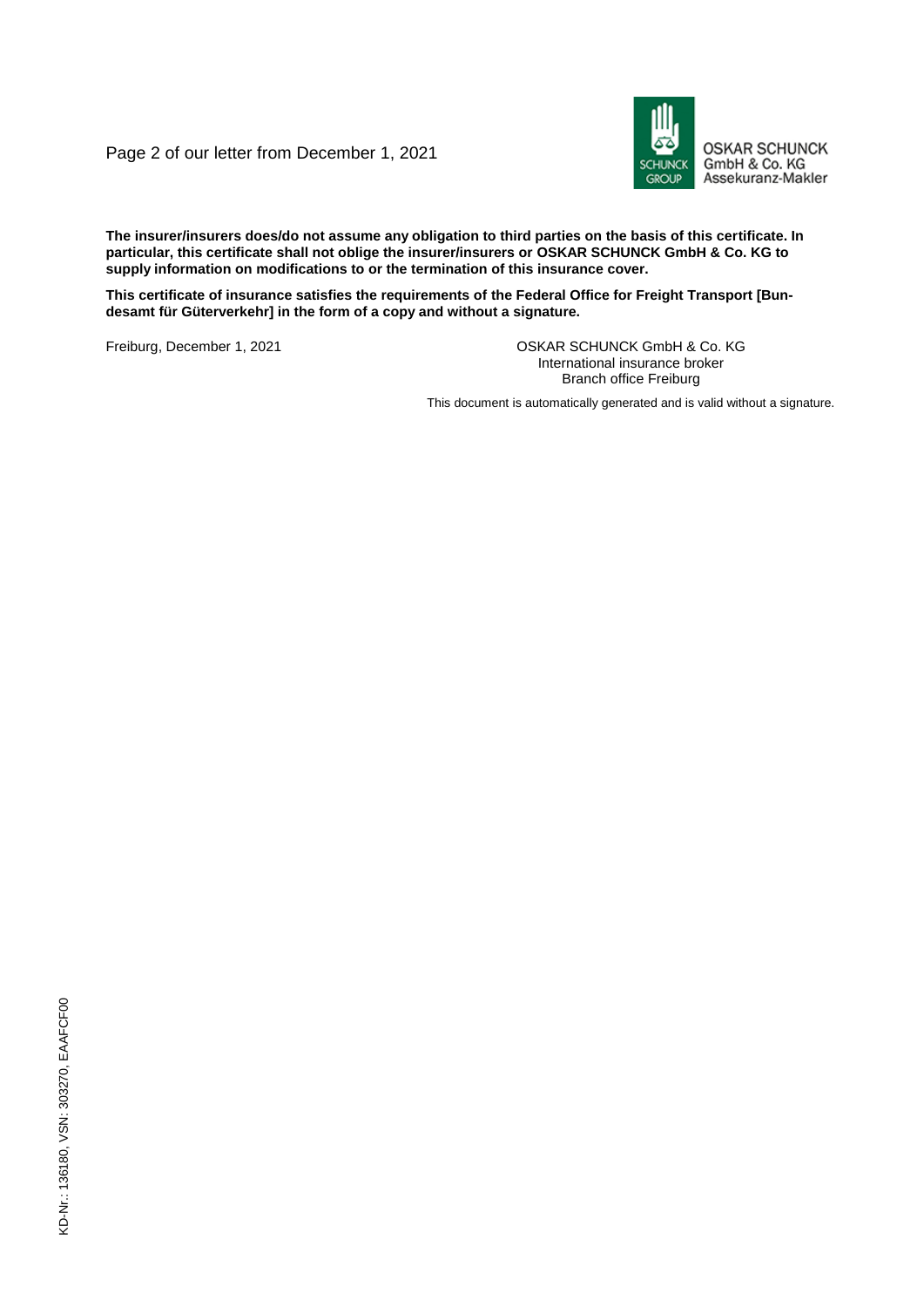**The insurer/insurers does/do not assume any obligation to third parties on the basis of this certificate. In particular, this certificate shall not oblige the insurer/insurers or OSKAR SCHUNCK GmbH & Co. KG to supply information on modifications to or the termination of this insurance cover.**

**This certificate of insurance satisfies the requirements of the Federal Office for Freight Transport [Bundesamt für Güterverkehr] in the form of a copy and without a signature.**

Freiburg, December 1, 2021

OSKAR SCHUNCK GmbH & Co. KG
International insurance broker
Branch office Freiburg

This document is automatically generated and is valid without a signature.

KD-Nr.: 136180, VSN: 303270, EAAFCF00